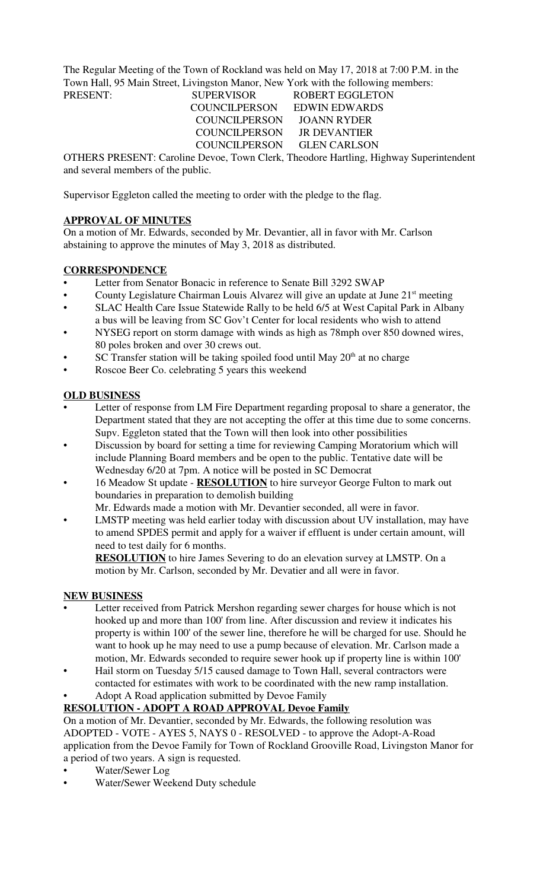The Regular Meeting of the Town of Rockland was held on May 17, 2018 at 7:00 P.M. in the Town Hall, 95 Main Street, Livingston Manor, New York with the following members:

| PRESENT: | SUPERVISOR | ROBERT EGGLETON |
|---|---|---|
| | COUNCILPERSON | EDWIN EDWARDS |
| | COUNCILPERSON | JOANN RYDER |
| | COUNCILPERSON | JR DEVANTIER |
| | COUNCILPERSON | GLEN CARLSON |

OTHERS PRESENT: Caroline Devoe, Town Clerk, Theodore Hartling, Highway Superintendent and several members of the public.

Supervisor Eggleton called the meeting to order with the pledge to the flag.

**APPROVAL OF MINUTES**

On a motion of Mr. Edwards, seconded by Mr. Devantier, all in favor with Mr. Carlson abstaining to approve the minutes of May 3, 2018 as distributed.

**CORRESPONDENCE**

- Letter from Senator Bonacic in reference to Senate Bill 3292 SWAP
- County Legislature Chairman Louis Alvarez will give an update at June 21st meeting
- SLAC Health Care Issue Statewide Rally to be held 6/5 at West Capital Park in Albany a bus will be leaving from SC Gov't Center for local residents who wish to attend
- NYSEG report on storm damage with winds as high as 78mph over 850 downed wires, 80 poles broken and over 30 crews out.
- SC Transfer station will be taking spoiled food until May 20th at no charge
- Roscoe Beer Co. celebrating 5 years this weekend

**OLD BUSINESS**

- Letter of response from LM Fire Department regarding proposal to share a generator, the Department stated that they are not accepting the offer at this time due to some concerns. Supv. Eggleton stated that the Town will then look into other possibilities
- Discussion by board for setting a time for reviewing Camping Moratorium which will include Planning Board members and be open to the public. Tentative date will be Wednesday 6/20 at 7pm. A notice will be posted in SC Democrat
- 16 Meadow St update - **RESOLUTION** to hire surveyor George Fulton to mark out boundaries in preparation to demolish building
  Mr. Edwards made a motion with Mr. Devantier seconded, all were in favor.
- LMSTP meeting was held earlier today with discussion about UV installation, may have to amend SPDES permit and apply for a waiver if effluent is under certain amount, will need to test daily for 6 months.
  **RESOLUTION** to hire James Severing to do an elevation survey at LMSTP. On a motion by Mr. Carlson, seconded by Mr. Devatier and all were in favor.

**NEW BUSINESS**

- Letter received from Patrick Mershon regarding sewer charges for house which is not hooked up and more than 100' from line. After discussion and review it indicates his property is within 100' of the sewer line, therefore he will be charged for use. Should he want to hook up he may need to use a pump because of elevation. Mr. Carlson made a motion, Mr. Edwards seconded to require sewer hook up if property line is within 100'
- Hail storm on Tuesday 5/15 caused damage to Town Hall, several contractors were contacted for estimates with work to be coordinated with the new ramp installation.
- Adopt A Road application submitted by Devoe Family

**RESOLUTION - ADOPT A ROAD APPROVAL Devoe Family**

On a motion of Mr. Devantier, seconded by Mr. Edwards, the following resolution was ADOPTED - VOTE - AYES 5, NAYS 0 - RESOLVED - to approve the Adopt-A-Road application from the Devoe Family for Town of Rockland Grooville Road, Livingston Manor for a period of two years. A sign is requested.

- Water/Sewer Log
- Water/Sewer Weekend Duty schedule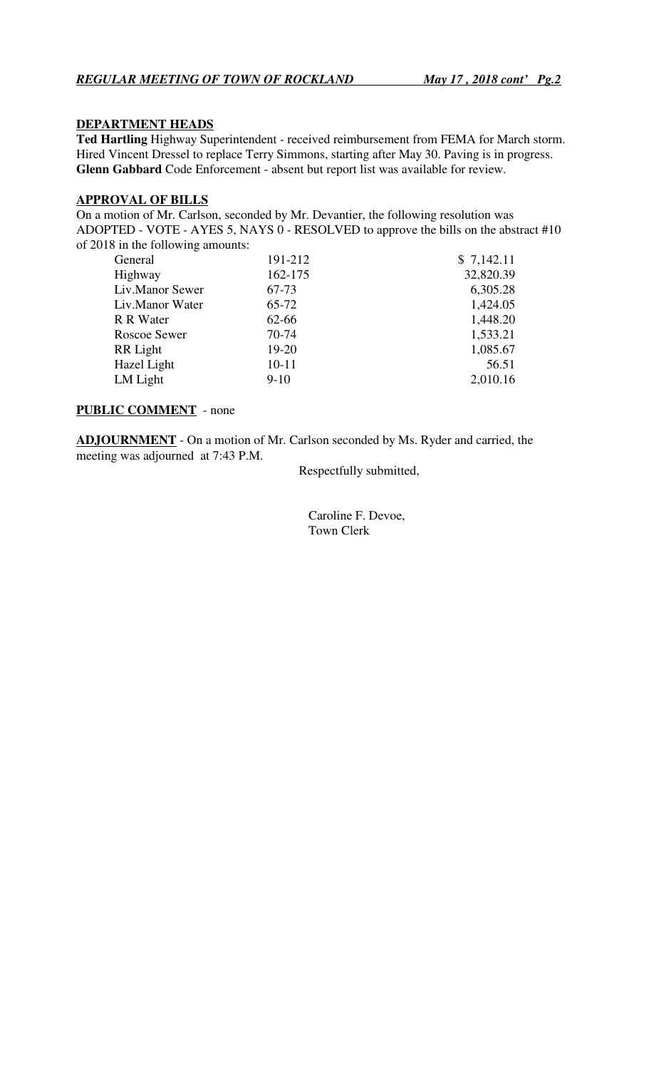## DEPARTMENT HEADS

**Ted Hartling** Highway Superintendent - received reimbursement from FEMA for March storm. Hired Vincent Dressel to replace Terry Simmons, starting after May 30. Paving is in progress.
**Glenn Gabbard** Code Enforcement - absent but report list was available for review.

## APPROVAL OF BILLS

On a motion of Mr. Carlson, seconded by Mr. Devantier, the following resolution was ADOPTED - VOTE - AYES 5, NAYS 0 - RESOLVED to approve the bills on the abstract #10 of 2018 in the following amounts:

| | | |
|---|---|---|
| General | 191-212 | $ 7,142.11 |
| Highway | 162-175 | 32,820.39 |
| Liv.Manor Sewer | 67-73 | 6,305.28 |
| Liv.Manor Water | 65-72 | 1,424.05 |
| R R Water | 62-66 | 1,448.20 |
| Roscoe Sewer | 70-74 | 1,533.21 |
| RR Light | 19-20 | 1,085.67 |
| Hazel Light | 10-11 | 56.51 |
| LM Light | 9-10 | 2,010.16 |

**PUBLIC COMMENT** - none

**ADJOURNMENT** - On a motion of Mr. Carlson seconded by Ms. Ryder and carried, the meeting was adjourned at 7:43 P.M.

Respectfully submitted,

Caroline F. Devoe,
Town Clerk